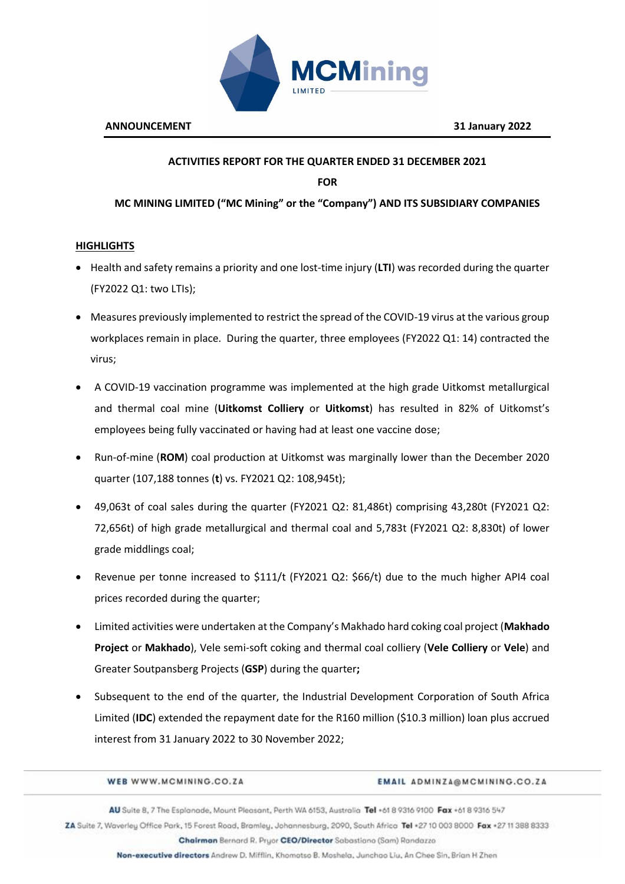**ANNOUNCEMENT** **31 January 2022**

**ACTIVITIES REPORT FOR THE QUARTER ENDED 31 DECEMBER 2021**

**FOR**

**MC MINING LIMITED ("MC Mining" or the "Company") AND ITS SUBSIDIARY COMPANIES**

## HIGHLIGHTS

- Health and safety remains a priority and one lost-time injury (**LTI**) was recorded during the quarter (FY2022 Q1: two LTIs);
- Measures previously implemented to restrict the spread of the COVID-19 virus at the various group workplaces remain in place. During the quarter, three employees (FY2022 Q1: 14) contracted the virus;
- A COVID-19 vaccination programme was implemented at the high grade Uitkomst metallurgical and thermal coal mine (**Uitkomst Colliery** or **Uitkomst**) has resulted in 82% of Uitkomst's employees being fully vaccinated or having had at least one vaccine dose;
- Run-of-mine (**ROM**) coal production at Uitkomst was marginally lower than the December 2020 quarter (107,188 tonnes (**t**) vs. FY2021 Q2: 108,945t);
- 49,063t of coal sales during the quarter (FY2021 Q2: 81,486t) comprising 43,280t (FY2021 Q2: 72,656t) of high grade metallurgical and thermal coal and 5,783t (FY2021 Q2: 8,830t) of lower grade middlings coal;
- Revenue per tonne increased to $111/t (FY2021 Q2: $66/t) due to the much higher API4 coal prices recorded during the quarter;
- Limited activities were undertaken at the Company's Makhado hard coking coal project (**Makhado Project** or **Makhado**), Vele semi-soft coking and thermal coal colliery (**Vele Colliery** or **Vele**) and Greater Soutpansberg Projects (**GSP**) during the quarter**;**
- Subsequent to the end of the quarter, the Industrial Development Corporation of South Africa Limited (**IDC**) extended the repayment date for the R160 million ($10.3 million) loan plus accrued interest from 31 January 2022 to 30 November 2022;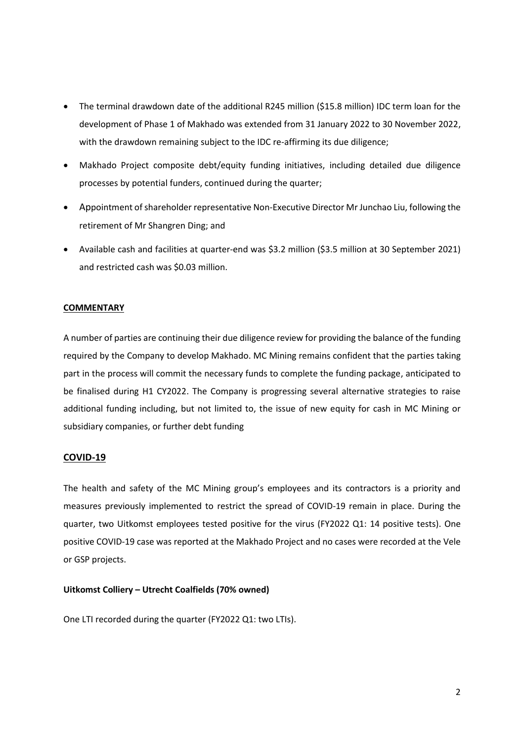- The terminal drawdown date of the additional R245 million ($15.8 million) IDC term loan for the development of Phase 1 of Makhado was extended from 31 January 2022 to 30 November 2022, with the drawdown remaining subject to the IDC re-affirming its due diligence;
- Makhado Project composite debt/equity funding initiatives, including detailed due diligence processes by potential funders, continued during the quarter;
- Appointment of shareholder representative Non-Executive Director Mr Junchao Liu, following the retirement of Mr Shangren Ding; and
- Available cash and facilities at quarter-end was $3.2 million ($3.5 million at 30 September 2021) and restricted cash was $0.03 million.

## COMMENTARY

A number of parties are continuing their due diligence review for providing the balance of the funding required by the Company to develop Makhado. MC Mining remains confident that the parties taking part in the process will commit the necessary funds to complete the funding package, anticipated to be finalised during H1 CY2022. The Company is progressing several alternative strategies to raise additional funding including, but not limited to, the issue of new equity for cash in MC Mining or subsidiary companies, or further debt funding

## COVID-19

The health and safety of the MC Mining group's employees and its contractors is a priority and measures previously implemented to restrict the spread of COVID-19 remain in place. During the quarter, two Uitkomst employees tested positive for the virus (FY2022 Q1: 14 positive tests). One positive COVID-19 case was reported at the Makhado Project and no cases were recorded at the Vele or GSP projects.

### Uitkomst Colliery – Utrecht Coalfields (70% owned)

One LTI recorded during the quarter (FY2022 Q1: two LTIs).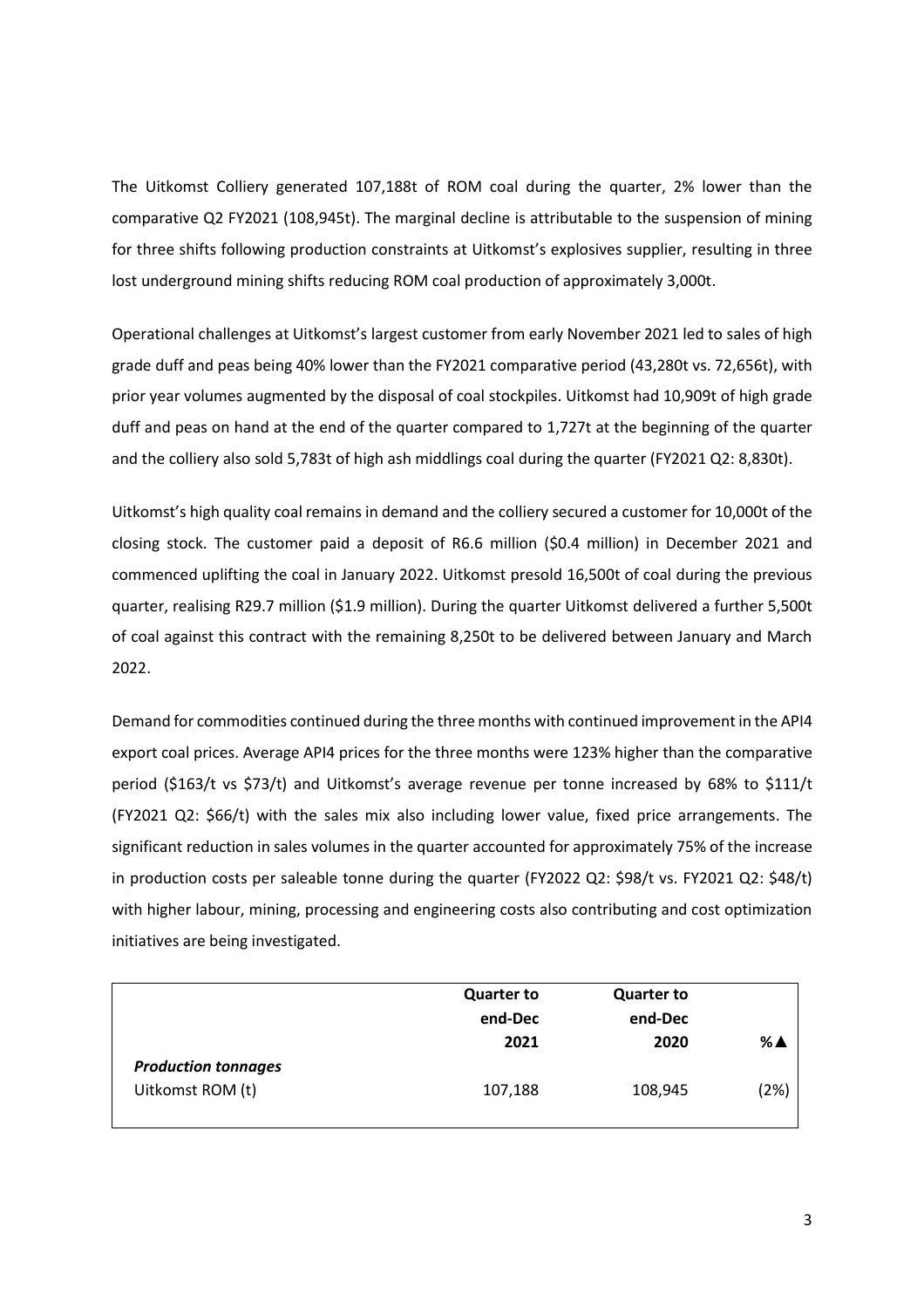The Uitkomst Colliery generated 107,188t of ROM coal during the quarter, 2% lower than the comparative Q2 FY2021 (108,945t). The marginal decline is attributable to the suspension of mining for three shifts following production constraints at Uitkomst's explosives supplier, resulting in three lost underground mining shifts reducing ROM coal production of approximately 3,000t.

Operational challenges at Uitkomst's largest customer from early November 2021 led to sales of high grade duff and peas being 40% lower than the FY2021 comparative period (43,280t vs. 72,656t), with prior year volumes augmented by the disposal of coal stockpiles. Uitkomst had 10,909t of high grade duff and peas on hand at the end of the quarter compared to 1,727t at the beginning of the quarter and the colliery also sold 5,783t of high ash middlings coal during the quarter (FY2021 Q2: 8,830t).

Uitkomst's high quality coal remains in demand and the colliery secured a customer for 10,000t of the closing stock. The customer paid a deposit of R6.6 million ($0.4 million) in December 2021 and commenced uplifting the coal in January 2022. Uitkomst presold 16,500t of coal during the previous quarter, realising R29.7 million ($1.9 million). During the quarter Uitkomst delivered a further 5,500t of coal against this contract with the remaining 8,250t to be delivered between January and March 2022.

Demand for commodities continued during the three months with continued improvement in the API4 export coal prices. Average API4 prices for the three months were 123% higher than the comparative period ($163/t vs $73/t) and Uitkomst's average revenue per tonne increased by 68% to $111/t (FY2021 Q2: $66/t) with the sales mix also including lower value, fixed price arrangements. The significant reduction in sales volumes in the quarter accounted for approximately 75% of the increase in production costs per saleable tonne during the quarter (FY2022 Q2: $98/t vs. FY2021 Q2: $48/t) with higher labour, mining, processing and engineering costs also contributing and cost optimization initiatives are being investigated.

| | **Quarter to end-Dec 2021** | **Quarter to end-Dec 2020** | **%▲** |
|---|---|---|---|
| ***Production tonnages*** | | | |
| Uitkomst ROM (t) | 107,188 | 108,945 | (2%) |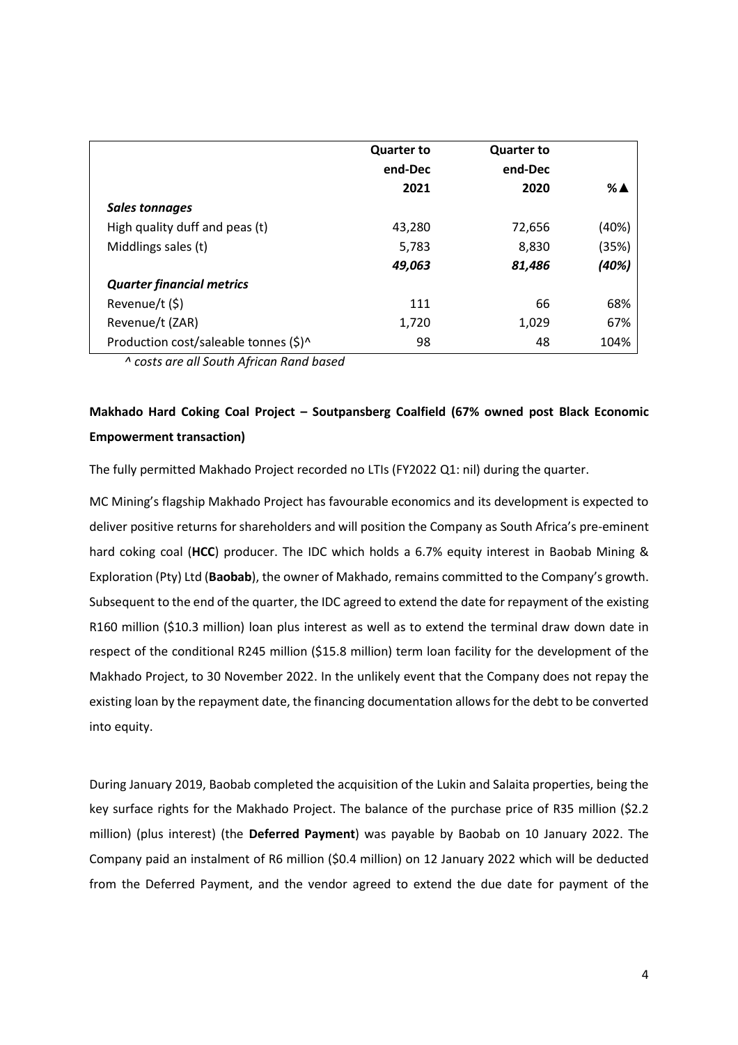| | Quarter to end-Dec 2021 | Quarter to end-Dec 2020 | %▲ |
|---|---|---|---|
| ***Sales tonnages*** | | | |
| High quality duff and peas (t) | 43,280 | 72,656 | (40%) |
| Middlings sales (t) | 5,783 | 8,830 | (35%) |
| | ***49,063*** | ***81,486*** | ***(40%)*** |
| ***Quarter financial metrics*** | | | |
| Revenue/t ($) | 111 | 66 | 68% |
| Revenue/t (ZAR) | 1,720 | 1,029 | 67% |
| Production cost/saleable tonnes ($)^ | 98 | 48 | 104% |

*^ costs are all South African Rand based*

**Makhado Hard Coking Coal Project – Soutpansberg Coalfield (67% owned post Black Economic Empowerment transaction)**

The fully permitted Makhado Project recorded no LTIs (FY2022 Q1: nil) during the quarter.

MC Mining's flagship Makhado Project has favourable economics and its development is expected to deliver positive returns for shareholders and will position the Company as South Africa's pre-eminent hard coking coal (**HCC**) producer. The IDC which holds a 6.7% equity interest in Baobab Mining & Exploration (Pty) Ltd (**Baobab**), the owner of Makhado, remains committed to the Company's growth. Subsequent to the end of the quarter, the IDC agreed to extend the date for repayment of the existing R160 million ($10.3 million) loan plus interest as well as to extend the terminal draw down date in respect of the conditional R245 million ($15.8 million) term loan facility for the development of the Makhado Project, to 30 November 2022. In the unlikely event that the Company does not repay the existing loan by the repayment date, the financing documentation allows for the debt to be converted into equity.

During January 2019, Baobab completed the acquisition of the Lukin and Salaita properties, being the key surface rights for the Makhado Project. The balance of the purchase price of R35 million ($2.2 million) (plus interest) (the **Deferred Payment**) was payable by Baobab on 10 January 2022. The Company paid an instalment of R6 million ($0.4 million) on 12 January 2022 which will be deducted from the Deferred Payment, and the vendor agreed to extend the due date for payment of the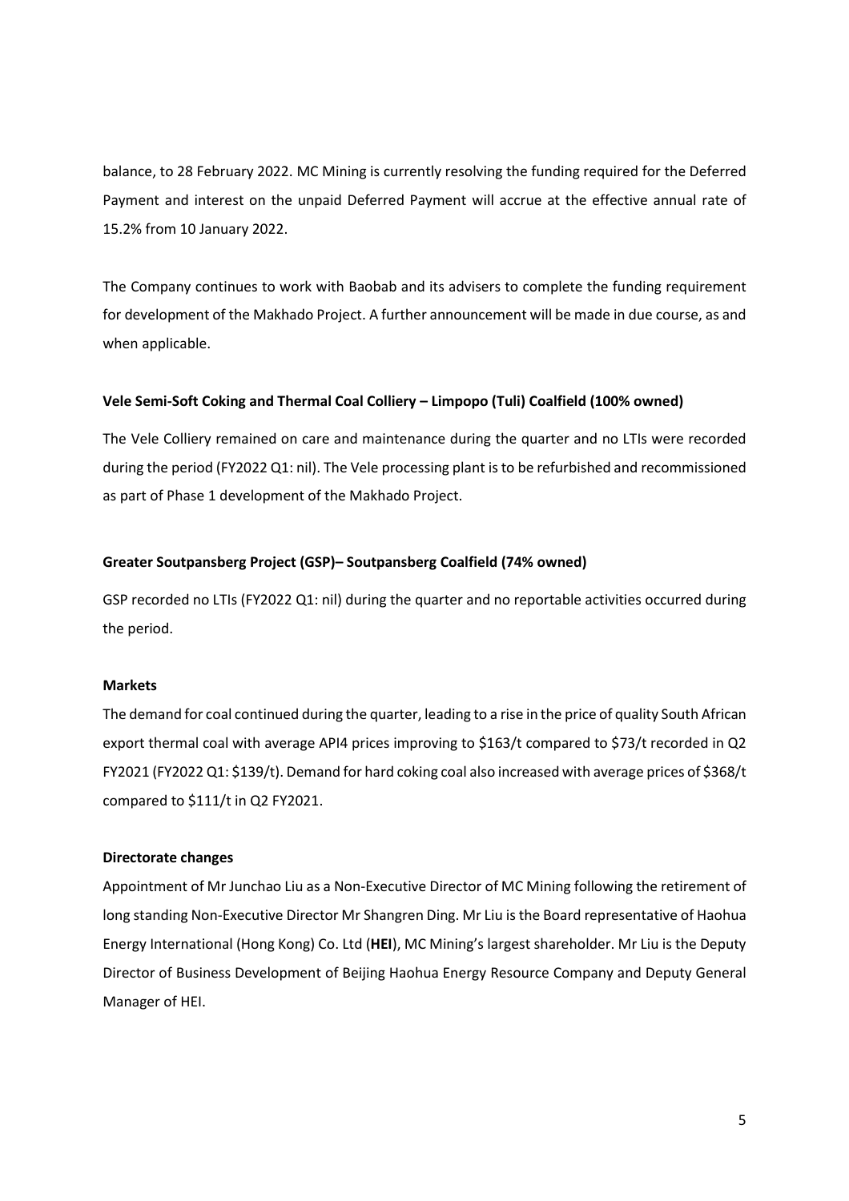balance, to 28 February 2022. MC Mining is currently resolving the funding required for the Deferred Payment and interest on the unpaid Deferred Payment will accrue at the effective annual rate of 15.2% from 10 January 2022.

The Company continues to work with Baobab and its advisers to complete the funding requirement for development of the Makhado Project. A further announcement will be made in due course, as and when applicable.

**Vele Semi-Soft Coking and Thermal Coal Colliery – Limpopo (Tuli) Coalfield (100% owned)**

The Vele Colliery remained on care and maintenance during the quarter and no LTIs were recorded during the period (FY2022 Q1: nil). The Vele processing plant is to be refurbished and recommissioned as part of Phase 1 development of the Makhado Project.

**Greater Soutpansberg Project (GSP)– Soutpansberg Coalfield (74% owned)**

GSP recorded no LTIs (FY2022 Q1: nil) during the quarter and no reportable activities occurred during the period.

**Markets**

The demand for coal continued during the quarter, leading to a rise in the price of quality South African export thermal coal with average API4 prices improving to $163/t compared to $73/t recorded in Q2 FY2021 (FY2022 Q1: $139/t). Demand for hard coking coal also increased with average prices of $368/t compared to $111/t in Q2 FY2021.

**Directorate changes**

Appointment of Mr Junchao Liu as a Non-Executive Director of MC Mining following the retirement of long standing Non-Executive Director Mr Shangren Ding. Mr Liu is the Board representative of Haohua Energy International (Hong Kong) Co. Ltd (**HEI**), MC Mining's largest shareholder. Mr Liu is the Deputy Director of Business Development of Beijing Haohua Energy Resource Company and Deputy General Manager of HEI.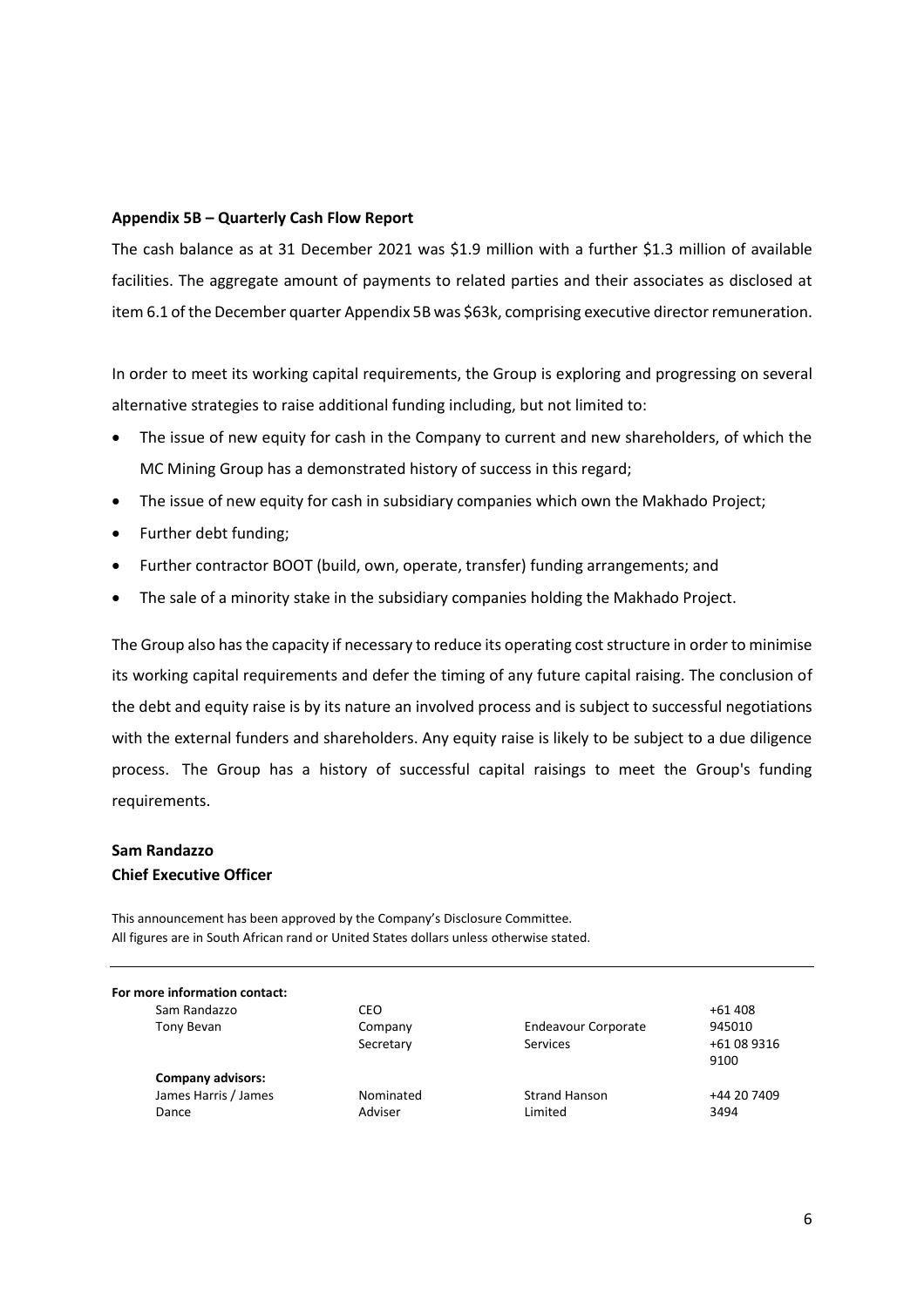**Appendix 5B – Quarterly Cash Flow Report**

The cash balance as at 31 December 2021 was $1.9 million with a further $1.3 million of available facilities. The aggregate amount of payments to related parties and their associates as disclosed at item 6.1 of the December quarter Appendix 5B was $63k, comprising executive director remuneration.

In order to meet its working capital requirements, the Group is exploring and progressing on several alternative strategies to raise additional funding including, but not limited to:

- The issue of new equity for cash in the Company to current and new shareholders, of which the MC Mining Group has a demonstrated history of success in this regard;
- The issue of new equity for cash in subsidiary companies which own the Makhado Project;
- Further debt funding;
- Further contractor BOOT (build, own, operate, transfer) funding arrangements; and
- The sale of a minority stake in the subsidiary companies holding the Makhado Project.

The Group also has the capacity if necessary to reduce its operating cost structure in order to minimise its working capital requirements and defer the timing of any future capital raising. The conclusion of the debt and equity raise is by its nature an involved process and is subject to successful negotiations with the external funders and shareholders. Any equity raise is likely to be subject to a due diligence process. The Group has a history of successful capital raisings to meet the Group's funding requirements.

**Sam Randazzo**
**Chief Executive Officer**

This announcement has been approved by the Company's Disclosure Committee.
All figures are in South African rand or United States dollars unless otherwise stated.

---

**For more information contact:**

| | | | |
|---|---|---|---|
| Sam Randazzo | CEO | | +61 408 945010 |
| Tony Bevan | Company Secretary | Endeavour Corporate Services | +61 08 9316 9100 |
| **Company advisors:** | | | |
| James Harris / James Dance | Nominated Adviser | Strand Hanson Limited | +44 20 7409 3494 |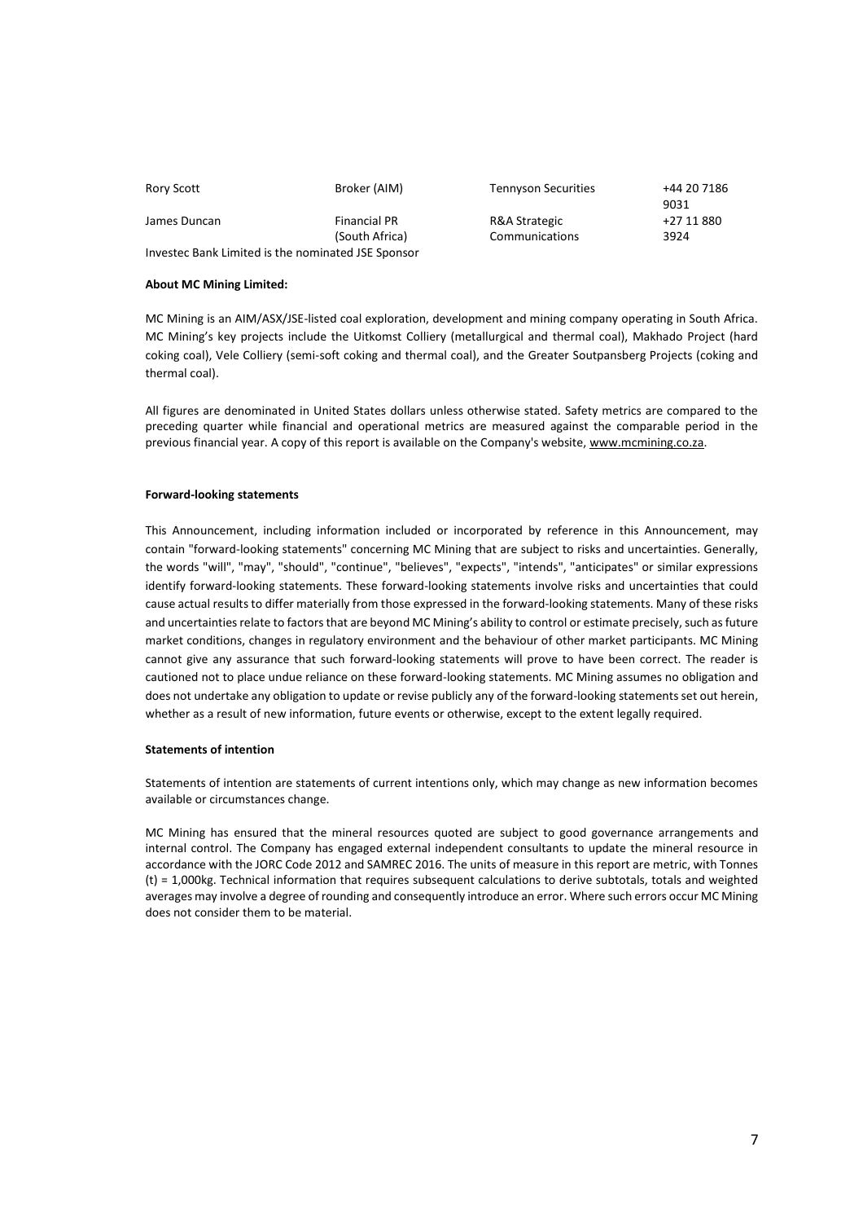| Rory Scott | Broker (AIM) | Tennyson Securities | +44 20 7186 9031 |
|---|---|---|---|
| James Duncan | Financial PR (South Africa) | R&A Strategic Communications | +27 11 880 3924 |

Investec Bank Limited is the nominated JSE Sponsor

**About MC Mining Limited:**

MC Mining is an AIM/ASX/JSE-listed coal exploration, development and mining company operating in South Africa. MC Mining's key projects include the Uitkomst Colliery (metallurgical and thermal coal), Makhado Project (hard coking coal), Vele Colliery (semi-soft coking and thermal coal), and the Greater Soutpansberg Projects (coking and thermal coal).

All figures are denominated in United States dollars unless otherwise stated. Safety metrics are compared to the preceding quarter while financial and operational metrics are measured against the comparable period in the previous financial year. A copy of this report is available on the Company's website, www.mcmining.co.za.

**Forward-looking statements**

This Announcement, including information included or incorporated by reference in this Announcement, may contain "forward-looking statements" concerning MC Mining that are subject to risks and uncertainties. Generally, the words "will", "may", "should", "continue", "believes", "expects", "intends", "anticipates" or similar expressions identify forward-looking statements. These forward-looking statements involve risks and uncertainties that could cause actual results to differ materially from those expressed in the forward-looking statements. Many of these risks and uncertainties relate to factors that are beyond MC Mining's ability to control or estimate precisely, such as future market conditions, changes in regulatory environment and the behaviour of other market participants. MC Mining cannot give any assurance that such forward-looking statements will prove to have been correct. The reader is cautioned not to place undue reliance on these forward-looking statements. MC Mining assumes no obligation and does not undertake any obligation to update or revise publicly any of the forward-looking statements set out herein, whether as a result of new information, future events or otherwise, except to the extent legally required.

**Statements of intention**

Statements of intention are statements of current intentions only, which may change as new information becomes available or circumstances change.

MC Mining has ensured that the mineral resources quoted are subject to good governance arrangements and internal control. The Company has engaged external independent consultants to update the mineral resource in accordance with the JORC Code 2012 and SAMREC 2016. The units of measure in this report are metric, with Tonnes (t) = 1,000kg. Technical information that requires subsequent calculations to derive subtotals, totals and weighted averages may involve a degree of rounding and consequently introduce an error. Where such errors occur MC Mining does not consider them to be material.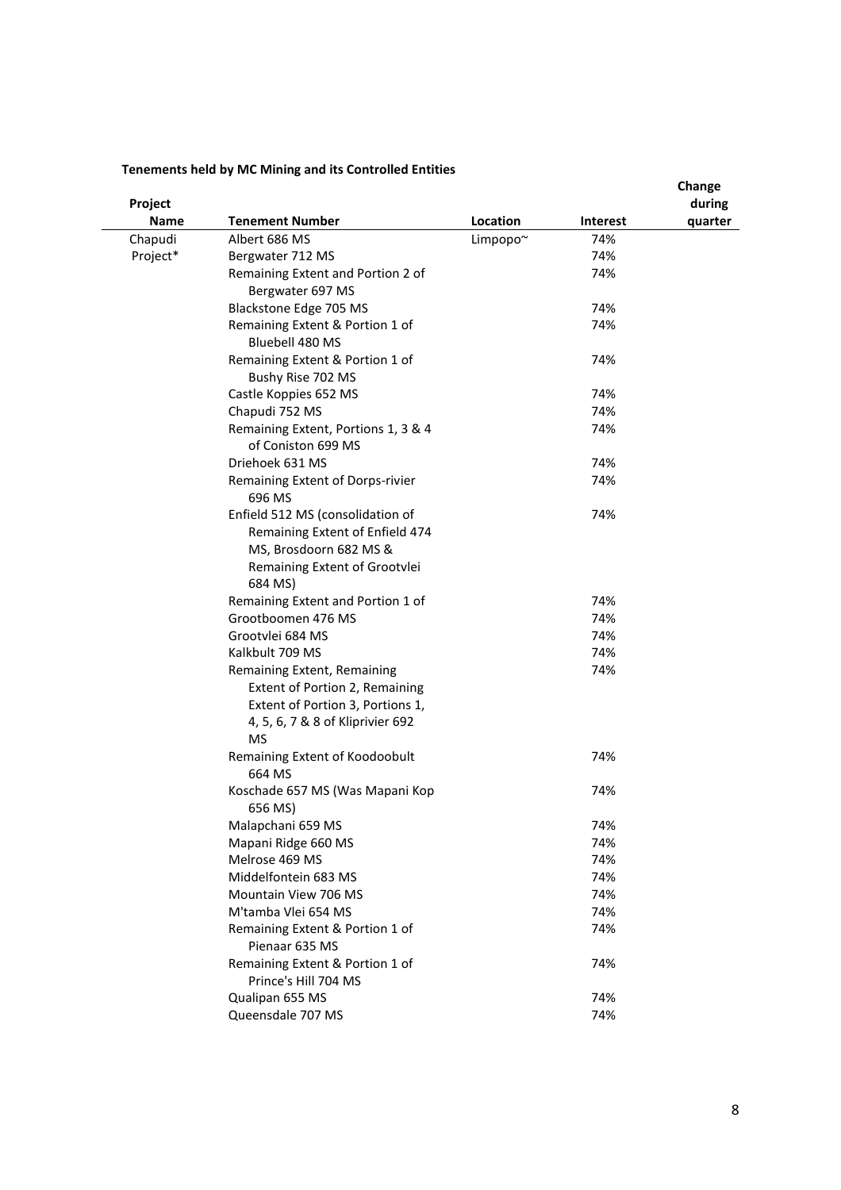**Tenements held by MC Mining and its Controlled Entities**

| Project Name | Tenement Number | Location | Interest | Change during quarter |
|---|---|---|---|---|
| Chapudi Project* | Albert 686 MS | Limpopo~ | 74% | |
| | Bergwater 712 MS | | 74% | |
| | Remaining Extent and Portion 2 of Bergwater 697 MS | | 74% | |
| | Blackstone Edge 705 MS | | 74% | |
| | Remaining Extent & Portion 1 of Bluebell 480 MS | | 74% | |
| | Remaining Extent & Portion 1 of Bushy Rise 702 MS | | 74% | |
| | Castle Koppies 652 MS | | 74% | |
| | Chapudi 752 MS | | 74% | |
| | Remaining Extent, Portions 1, 3 & 4 of Coniston 699 MS | | 74% | |
| | Driehoek 631 MS | | 74% | |
| | Remaining Extent of Dorps-rivier 696 MS | | 74% | |
| | Enfield 512 MS (consolidation of Remaining Extent of Enfield 474 MS, Brosdoorn 682 MS & Remaining Extent of Grootvlei 684 MS) | | 74% | |
| | Remaining Extent and Portion 1 of | | 74% | |
| | Grootboomen 476 MS | | 74% | |
| | Grootvlei 684 MS | | 74% | |
| | Kalkbult 709 MS | | 74% | |
| | Remaining Extent, Remaining Extent of Portion 2, Remaining Extent of Portion 3, Portions 1, 4, 5, 6, 7 & 8 of Kliprivier 692 MS | | 74% | |
| | Remaining Extent of Koodoobult 664 MS | | 74% | |
| | Koschade 657 MS (Was Mapani Kop 656 MS) | | 74% | |
| | Malapchani 659 MS | | 74% | |
| | Mapani Ridge 660 MS | | 74% | |
| | Melrose 469 MS | | 74% | |
| | Middelfontein 683 MS | | 74% | |
| | Mountain View 706 MS | | 74% | |
| | M'tamba Vlei 654 MS | | 74% | |
| | Remaining Extent & Portion 1 of Pienaar 635 MS | | 74% | |
| | Remaining Extent & Portion 1 of Prince's Hill 704 MS | | 74% | |
| | Qualipan 655 MS | | 74% | |
| | Queensdale 707 MS | | 74% | |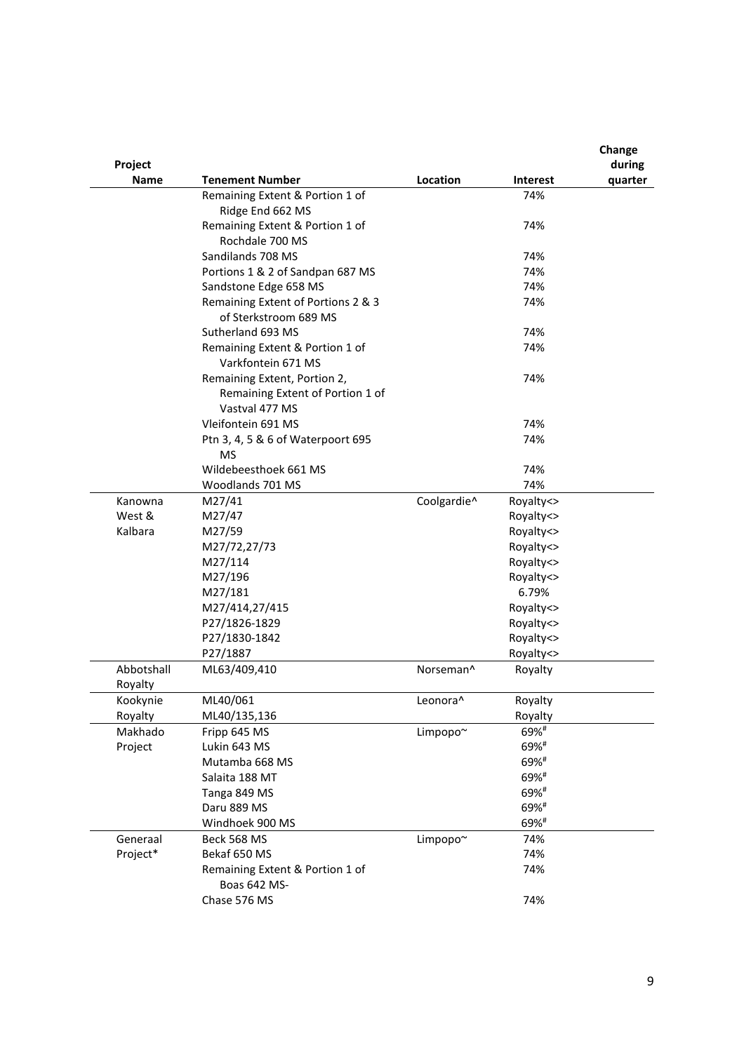| Project Name | Tenement Number | Location | Interest | Change during quarter |
|---|---|---|---|---|
| | Remaining Extent & Portion 1 of Ridge End 662 MS | | 74% | |
| | Remaining Extent & Portion 1 of Rochdale 700 MS | | 74% | |
| | Sandilands 708 MS | | 74% | |
| | Portions 1 & 2 of Sandpan 687 MS | | 74% | |
| | Sandstone Edge 658 MS | | 74% | |
| | Remaining Extent of Portions 2 & 3 of Sterkstroom 689 MS | | 74% | |
| | Sutherland 693 MS | | 74% | |
| | Remaining Extent & Portion 1 of Varkfontein 671 MS | | 74% | |
| | Remaining Extent, Portion 2, Remaining Extent of Portion 1 of Vastval 477 MS | | 74% | |
| | Vleifontein 691 MS | | 74% | |
| | Ptn 3, 4, 5 & 6 of Waterpoort 695 MS | | 74% | |
| | Wildebeesthoek 661 MS | | 74% | |
| | Woodlands 701 MS | | 74% | |
| Kanowna West & Kalbara | M27/41 | Coolgardie^ | Royalty<> | |
| | M27/47 | | Royalty<> | |
| | M27/59 | | Royalty<> | |
| | M27/72,27/73 | | Royalty<> | |
| | M27/114 | | Royalty<> | |
| | M27/196 | | Royalty<> | |
| | M27/181 | | 6.79% | |
| | M27/414,27/415 | | Royalty<> | |
| | P27/1826-1829 | | Royalty<> | |
| | P27/1830-1842 | | Royalty<> | |
| | P27/1887 | | Royalty<> | |
| Abbotshall Royalty | ML63/409,410 | Norseman^ | Royalty | |
| Kookynie Royalty | ML40/061 | Leonora^ | Royalty | |
| | ML40/135,136 | | Royalty | |
| Makhado Project | Fripp 645 MS | Limpopo~ | 69%# | |
| | Lukin 643 MS | | 69%# | |
| | Mutamba 668 MS | | 69%# | |
| | Salaita 188 MT | | 69%# | |
| | Tanga 849 MS | | 69%# | |
| | Daru 889 MS | | 69%# | |
| | Windhoek 900 MS | | 69%# | |
| Generaal Project* | Beck 568 MS | Limpopo~ | 74% | |
| | Bekaf 650 MS | | 74% | |
| | Remaining Extent & Portion 1 of Boas 642 MS- | | 74% | |
| | Chase 576 MS | | 74% | |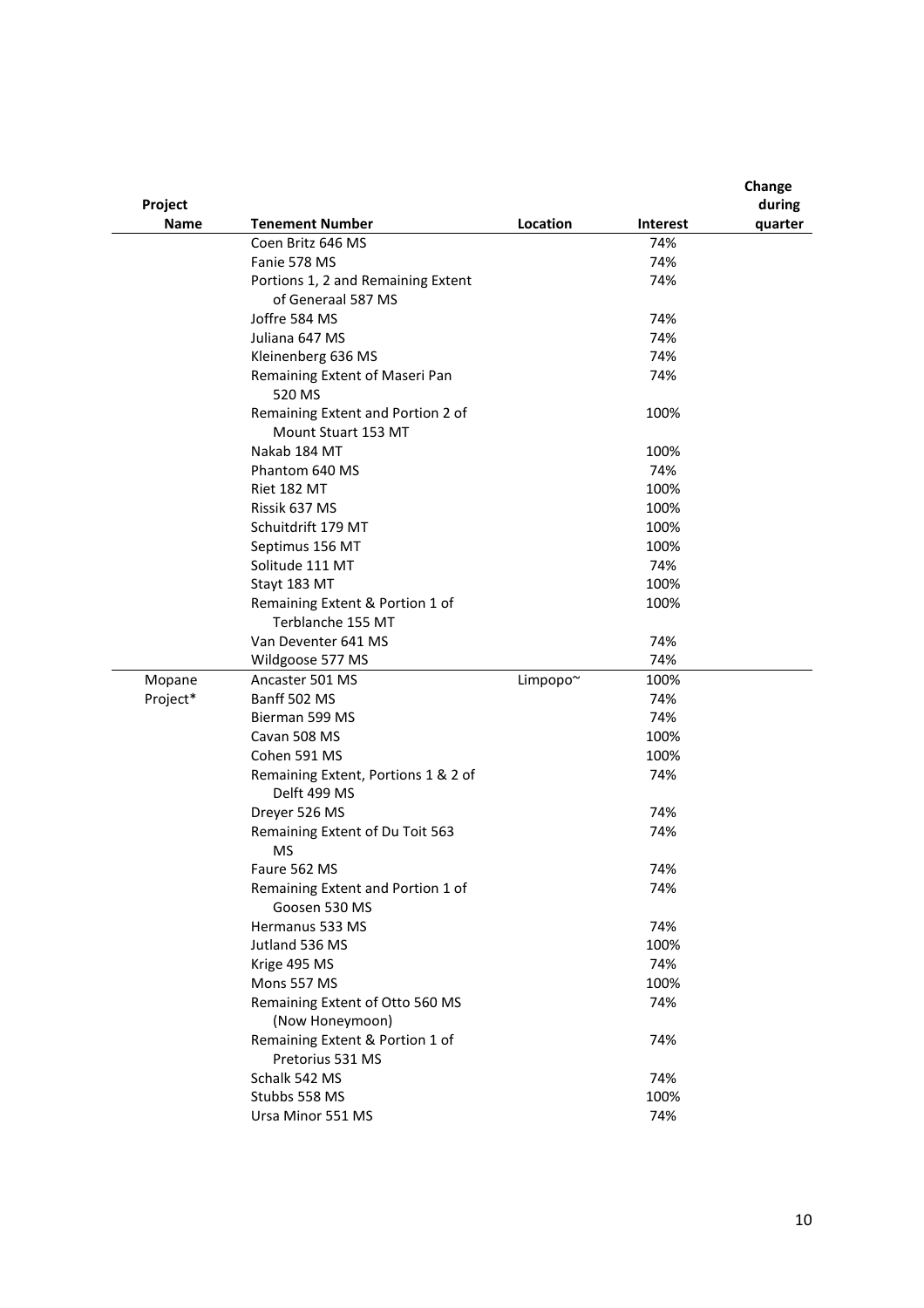| Project Name | Tenement Number | Location | Interest | Change during quarter |
|---|---|---|---|---|
| | Coen Britz 646 MS | | 74% | |
| | Fanie 578 MS | | 74% | |
| | Portions 1, 2 and Remaining Extent of Generaal 587 MS | | 74% | |
| | Joffre 584 MS | | 74% | |
| | Juliana 647 MS | | 74% | |
| | Kleinenberg 636 MS | | 74% | |
| | Remaining Extent of Maseri Pan 520 MS | | 74% | |
| | Remaining Extent and Portion 2 of Mount Stuart 153 MT | | 100% | |
| | Nakab 184 MT | | 100% | |
| | Phantom 640 MS | | 74% | |
| | Riet 182 MT | | 100% | |
| | Rissik 637 MS | | 100% | |
| | Schuitdrift 179 MT | | 100% | |
| | Septimus 156 MT | | 100% | |
| | Solitude 111 MT | | 74% | |
| | Stayt 183 MT | | 100% | |
| | Remaining Extent & Portion 1 of Terblanche 155 MT | | 100% | |
| | Van Deventer 641 MS | | 74% | |
| | Wildgoose 577 MS | | 74% | |
| Mopane Project* | Ancaster 501 MS | Limpopo~ | 100% | |
| | Banff 502 MS | | 74% | |
| | Bierman 599 MS | | 74% | |
| | Cavan 508 MS | | 100% | |
| | Cohen 591 MS | | 100% | |
| | Remaining Extent, Portions 1 & 2 of Delft 499 MS | | 74% | |
| | Dreyer 526 MS | | 74% | |
| | Remaining Extent of Du Toit 563 MS | | 74% | |
| | Faure 562 MS | | 74% | |
| | Remaining Extent and Portion 1 of Goosen 530 MS | | 74% | |
| | Hermanus 533 MS | | 74% | |
| | Jutland 536 MS | | 100% | |
| | Krige 495 MS | | 74% | |
| | Mons 557 MS | | 100% | |
| | Remaining Extent of Otto 560 MS (Now Honeymoon) | | 74% | |
| | Remaining Extent & Portion 1 of Pretorius 531 MS | | 74% | |
| | Schalk 542 MS | | 74% | |
| | Stubbs 558 MS | | 100% | |
| | Ursa Minor 551 MS | | 74% | |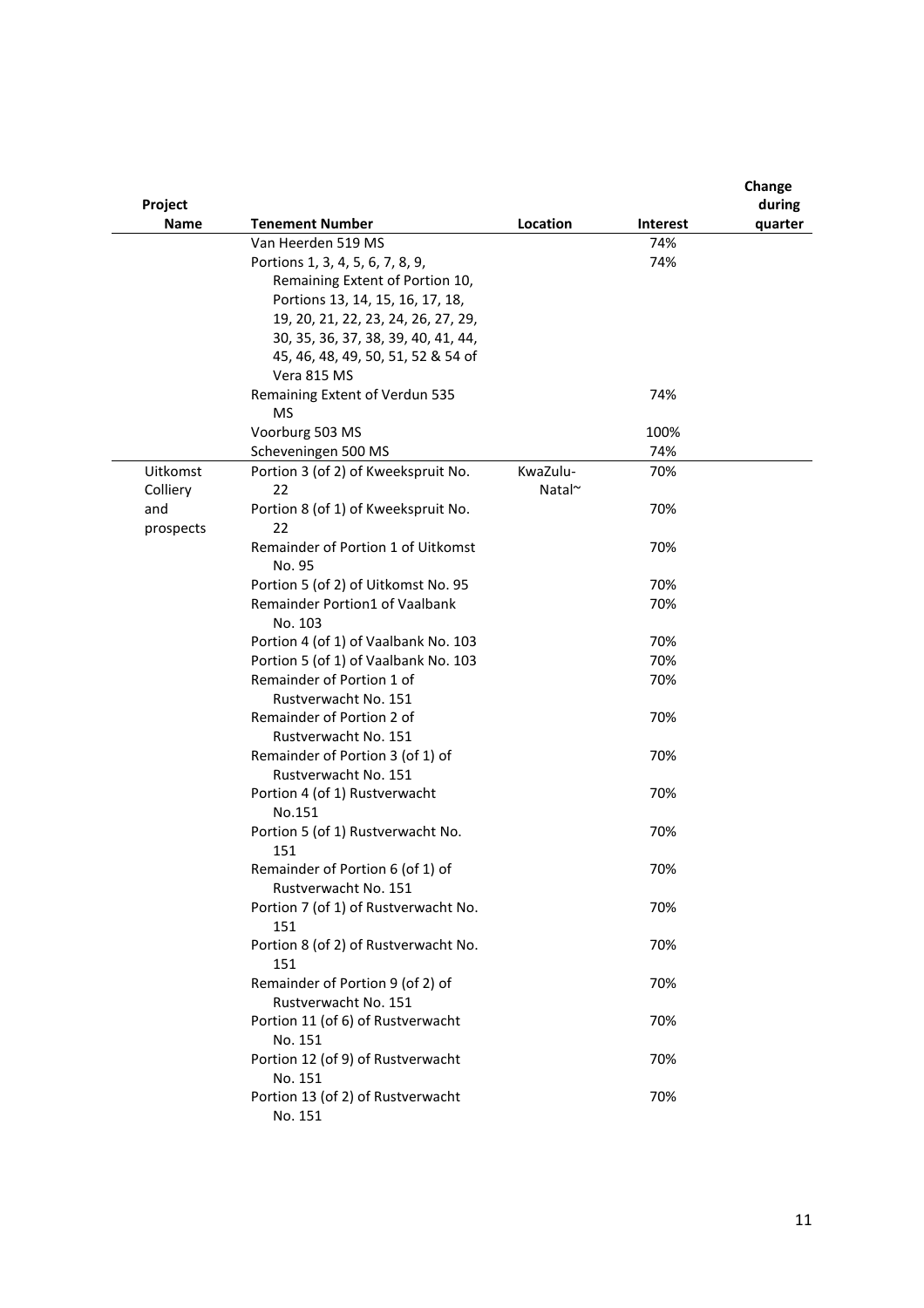| Project Name | Tenement Number | Location | Interest | Change during quarter |
|---|---|---|---|---|
| | Van Heerden 519 MS | | 74% | |
| | Portions 1, 3, 4, 5, 6, 7, 8, 9, Remaining Extent of Portion 10, Portions 13, 14, 15, 16, 17, 18, 19, 20, 21, 22, 23, 24, 26, 27, 29, 30, 35, 36, 37, 38, 39, 40, 41, 44, 45, 46, 48, 49, 50, 51, 52 & 54 of Vera 815 MS | | 74% | |
| | Remaining Extent of Verdun 535 MS | | 74% | |
| | Voorburg 503 MS | | 100% | |
| | Scheveningen 500 MS | | 74% | |
| Uitkomst Colliery and prospects | Portion 3 (of 2) of Kweekspruit No. 22 | KwaZulu-Natal~ | 70% | |
| | Portion 8 (of 1) of Kweekspruit No. 22 | | 70% | |
| | Remainder of Portion 1 of Uitkomst No. 95 | | 70% | |
| | Portion 5 (of 2) of Uitkomst No. 95 | | 70% | |
| | Remainder Portion1 of Vaalbank No. 103 | | 70% | |
| | Portion 4 (of 1) of Vaalbank No. 103 | | 70% | |
| | Portion 5 (of 1) of Vaalbank No. 103 | | 70% | |
| | Remainder of Portion 1 of Rustverwacht No. 151 | | 70% | |
| | Remainder of Portion 2 of Rustverwacht No. 151 | | 70% | |
| | Remainder of Portion 3 (of 1) of Rustverwacht No. 151 | | 70% | |
| | Portion 4 (of 1) Rustverwacht No.151 | | 70% | |
| | Portion 5 (of 1) Rustverwacht No. 151 | | 70% | |
| | Remainder of Portion 6 (of 1) of Rustverwacht No. 151 | | 70% | |
| | Portion 7 (of 1) of Rustverwacht No. 151 | | 70% | |
| | Portion 8 (of 2) of Rustverwacht No. 151 | | 70% | |
| | Remainder of Portion 9 (of 2) of Rustverwacht No. 151 | | 70% | |
| | Portion 11 (of 6) of Rustverwacht No. 151 | | 70% | |
| | Portion 12 (of 9) of Rustverwacht No. 151 | | 70% | |
| | Portion 13 (of 2) of Rustverwacht No. 151 | | 70% | |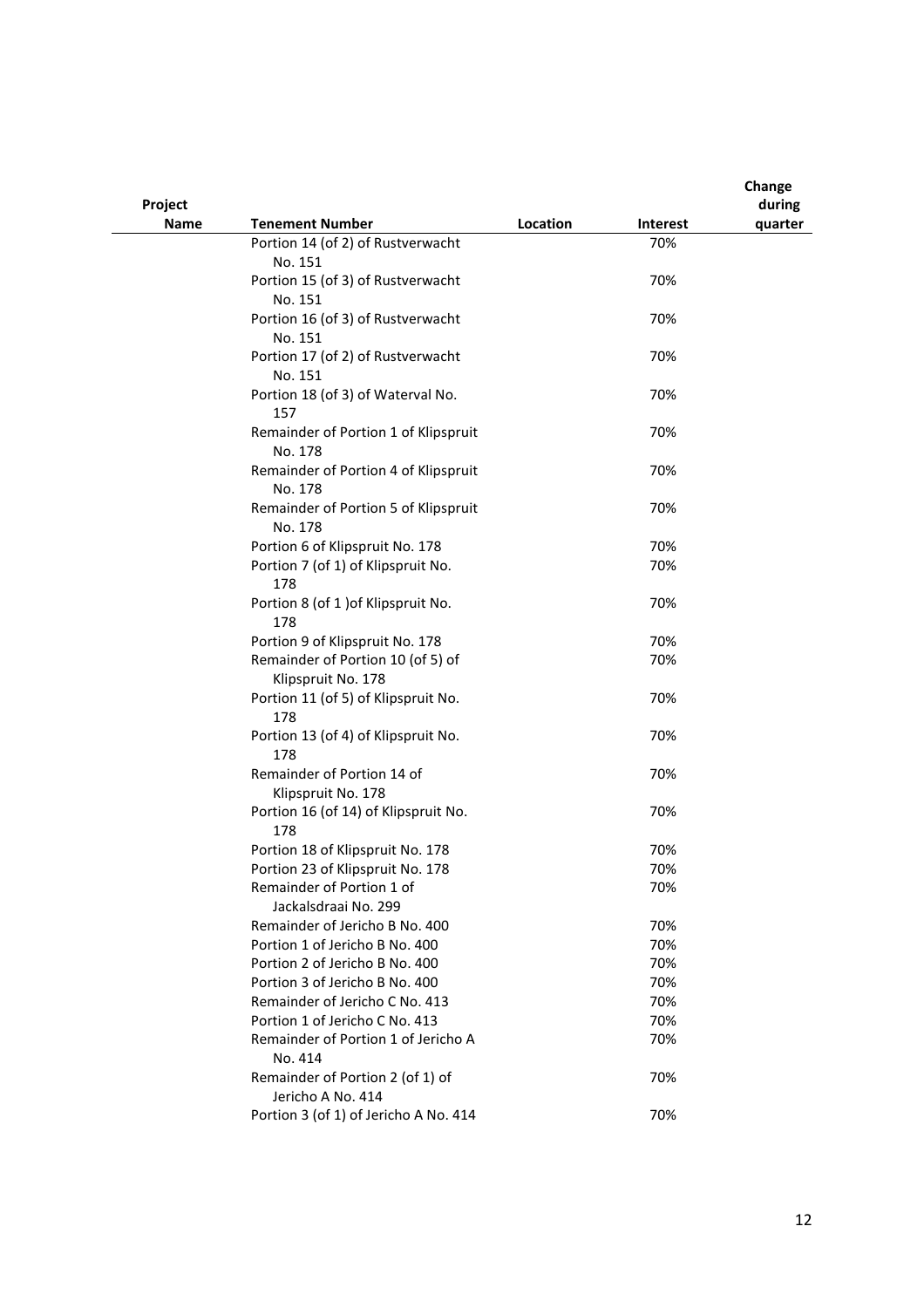| Project Name | Tenement Number | Location | Interest | Change during quarter |
|---|---|---|---|---|
| | Portion 14 (of 2) of Rustverwacht No. 151 | | 70% | |
| | Portion 15 (of 3) of Rustverwacht No. 151 | | 70% | |
| | Portion 16 (of 3) of Rustverwacht No. 151 | | 70% | |
| | Portion 17 (of 2) of Rustverwacht No. 151 | | 70% | |
| | Portion 18 (of 3) of Waterval No. 157 | | 70% | |
| | Remainder of Portion 1 of Klipspruit No. 178 | | 70% | |
| | Remainder of Portion 4 of Klipspruit No. 178 | | 70% | |
| | Remainder of Portion 5 of Klipspruit No. 178 | | 70% | |
| | Portion 6 of Klipspruit No. 178 | | 70% | |
| | Portion 7 (of 1) of Klipspruit No. 178 | | 70% | |
| | Portion 8 (of 1 )of Klipspruit No. 178 | | 70% | |
| | Portion 9 of Klipspruit No. 178 | | 70% | |
| | Remainder of Portion 10 (of 5) of Klipspruit No. 178 | | 70% | |
| | Portion 11 (of 5) of Klipspruit No. 178 | | 70% | |
| | Portion 13 (of 4) of Klipspruit No. 178 | | 70% | |
| | Remainder of Portion 14 of Klipspruit No. 178 | | 70% | |
| | Portion 16 (of 14) of Klipspruit No. 178 | | 70% | |
| | Portion 18 of Klipspruit No. 178 | | 70% | |
| | Portion 23 of Klipspruit No. 178 | | 70% | |
| | Remainder of Portion 1 of Jackalsdraai No. 299 | | 70% | |
| | Remainder of Jericho B No. 400 | | 70% | |
| | Portion 1 of Jericho B No. 400 | | 70% | |
| | Portion 2 of Jericho B No. 400 | | 70% | |
| | Portion 3 of Jericho B No. 400 | | 70% | |
| | Remainder of Jericho C No. 413 | | 70% | |
| | Portion 1 of Jericho C No. 413 | | 70% | |
| | Remainder of Portion 1 of Jericho A No. 414 | | 70% | |
| | Remainder of Portion 2 (of 1) of Jericho A No. 414 | | 70% | |
| | Portion 3 (of 1) of Jericho A No. 414 | | 70% | |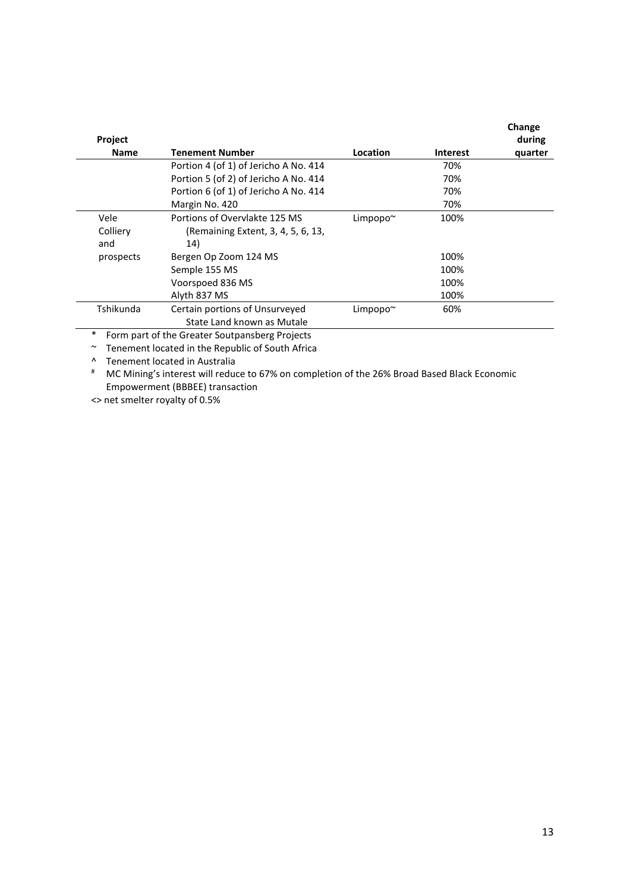| Project Name | Tenement Number | Location | Interest | Change during quarter |
| --- | --- | --- | --- | --- |
| | Portion 4 (of 1) of Jericho A No. 414 | | 70% | |
| | Portion 5 (of 2) of Jericho A No. 414 | | 70% | |
| | Portion 6 (of 1) of Jericho A No. 414 | | 70% | |
| | Margin No. 420 | | 70% | |
| Vele Colliery and prospects | Portions of Overvlakte 125 MS (Remaining Extent, 3, 4, 5, 6, 13, 14) | Limpopo~ | 100% | |
| | Bergen Op Zoom 124 MS | | 100% | |
| | Semple 155 MS | | 100% | |
| | Voorspoed 836 MS | | 100% | |
| | Alyth 837 MS | | 100% | |
| Tshikunda | Certain portions of Unsurveyed State Land known as Mutale | Limpopo~ | 60% | |

\* Form part of the Greater Soutpansberg Projects

~ Tenement located in the Republic of South Africa

^ Tenement located in Australia

\# MC Mining's interest will reduce to 67% on completion of the 26% Broad Based Black Economic Empowerment (BBBEE) transaction

<> net smelter royalty of 0.5%